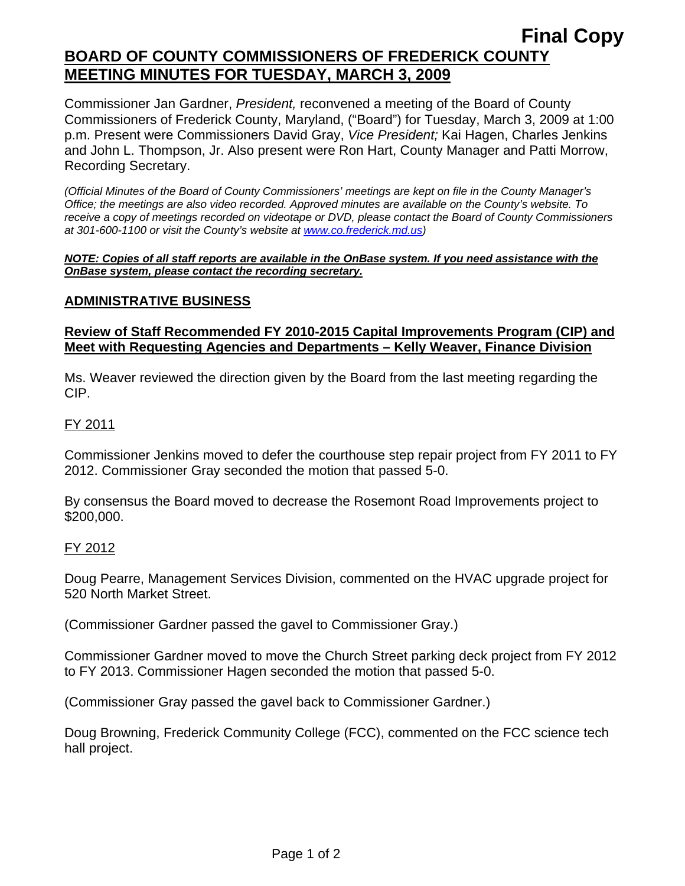**Final Copy**

# BOARD OF COUNTY COMMISSIONERS OF FREDERICK COUNTY MEETING MINUTES FOR TUESDAY, MARCH 3, 2009

Commissioner Jan Gardner, *President,* reconvened a meeting of the Board of County Commissioners of Frederick County, Maryland, ("Board") for Tuesday, March 3, 2009 at 1:00 p.m. Present were Commissioners David Gray, *Vice President;* Kai Hagen, Charles Jenkins and John L. Thompson, Jr. Also present were Ron Hart, County Manager and Patti Morrow, Recording Secretary.

*(Official Minutes of the Board of County Commissioners' meetings are kept on file in the County Manager's Office; the meetings are also video recorded. Approved minutes are available on the County's website. To receive a copy of meetings recorded on videotape or DVD, please contact the Board of County Commissioners at 301-600-1100 or visit the County's website at www.co.frederick.md.us)*

***NOTE: Copies of all staff reports are available in the OnBase system. If you need assistance with the OnBase system, please contact the recording secretary.***

## ADMINISTRATIVE BUSINESS

### Review of Staff Recommended FY 2010-2015 Capital Improvements Program (CIP) and Meet with Requesting Agencies and Departments – Kelly Weaver, Finance Division

Ms. Weaver reviewed the direction given by the Board from the last meeting regarding the CIP.

FY 2011

Commissioner Jenkins moved to defer the courthouse step repair project from FY 2011 to FY 2012. Commissioner Gray seconded the motion that passed 5-0.

By consensus the Board moved to decrease the Rosemont Road Improvements project to $200,000.

FY 2012

Doug Pearre, Management Services Division, commented on the HVAC upgrade project for 520 North Market Street.

(Commissioner Gardner passed the gavel to Commissioner Gray.)

Commissioner Gardner moved to move the Church Street parking deck project from FY 2012 to FY 2013. Commissioner Hagen seconded the motion that passed 5-0.

(Commissioner Gray passed the gavel back to Commissioner Gardner.)

Doug Browning, Frederick Community College (FCC), commented on the FCC science tech hall project.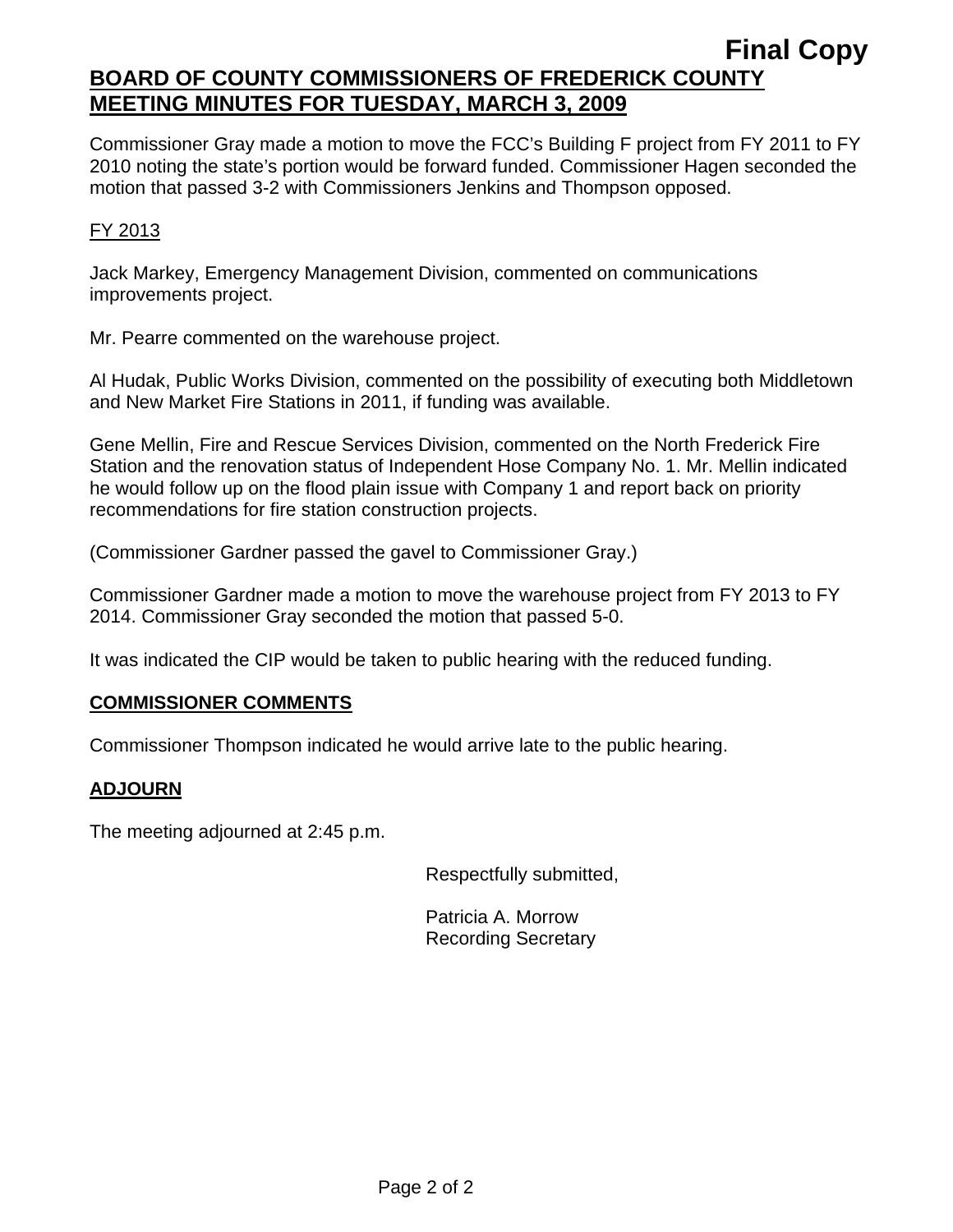Commissioner Gray made a motion to move the FCC's Building F project from FY 2011 to FY 2010 noting the state's portion would be forward funded. Commissioner Hagen seconded the motion that passed 3-2 with Commissioners Jenkins and Thompson opposed.

FY 2013

Jack Markey, Emergency Management Division, commented on communications improvements project.

Mr. Pearre commented on the warehouse project.

Al Hudak, Public Works Division, commented on the possibility of executing both Middletown and New Market Fire Stations in 2011, if funding was available.

Gene Mellin, Fire and Rescue Services Division, commented on the North Frederick Fire Station and the renovation status of Independent Hose Company No. 1. Mr. Mellin indicated he would follow up on the flood plain issue with Company 1 and report back on priority recommendations for fire station construction projects.

(Commissioner Gardner passed the gavel to Commissioner Gray.)

Commissioner Gardner made a motion to move the warehouse project from FY 2013 to FY 2014. Commissioner Gray seconded the motion that passed 5-0.

It was indicated the CIP would be taken to public hearing with the reduced funding.

## COMMISSIONER COMMENTS

Commissioner Thompson indicated he would arrive late to the public hearing.

## ADJOURN

The meeting adjourned at 2:45 p.m.

Respectfully submitted,

Patricia A. Morrow
Recording Secretary